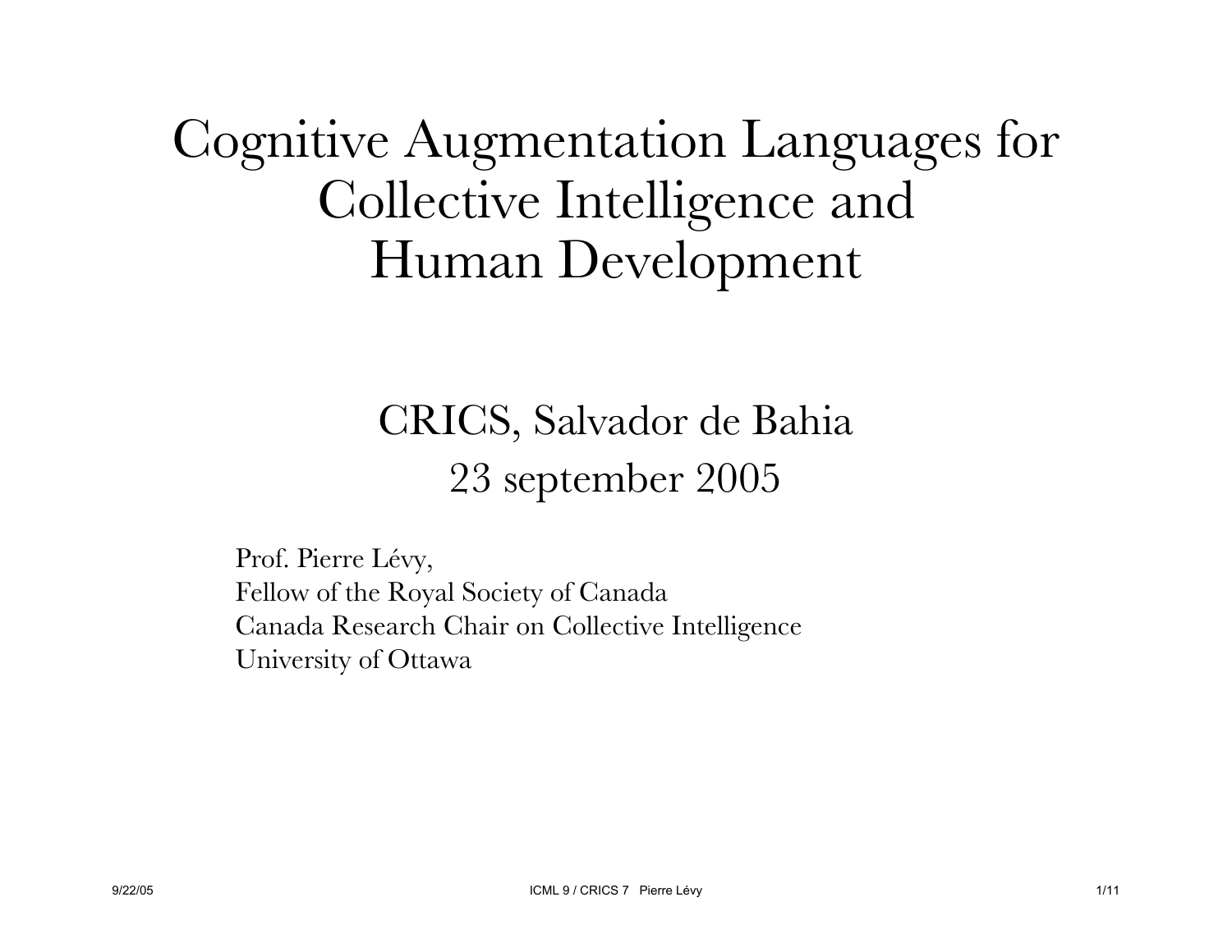# Cognitive Augmentation Languages for Collective Intelligence and Human Development

## CRICS, Salvador de Bahia
## 23 september 2005

Prof. Pierre Lévy,
Fellow of the Royal Society of Canada
Canada Research Chair on Collective Intelligence
University of Ottawa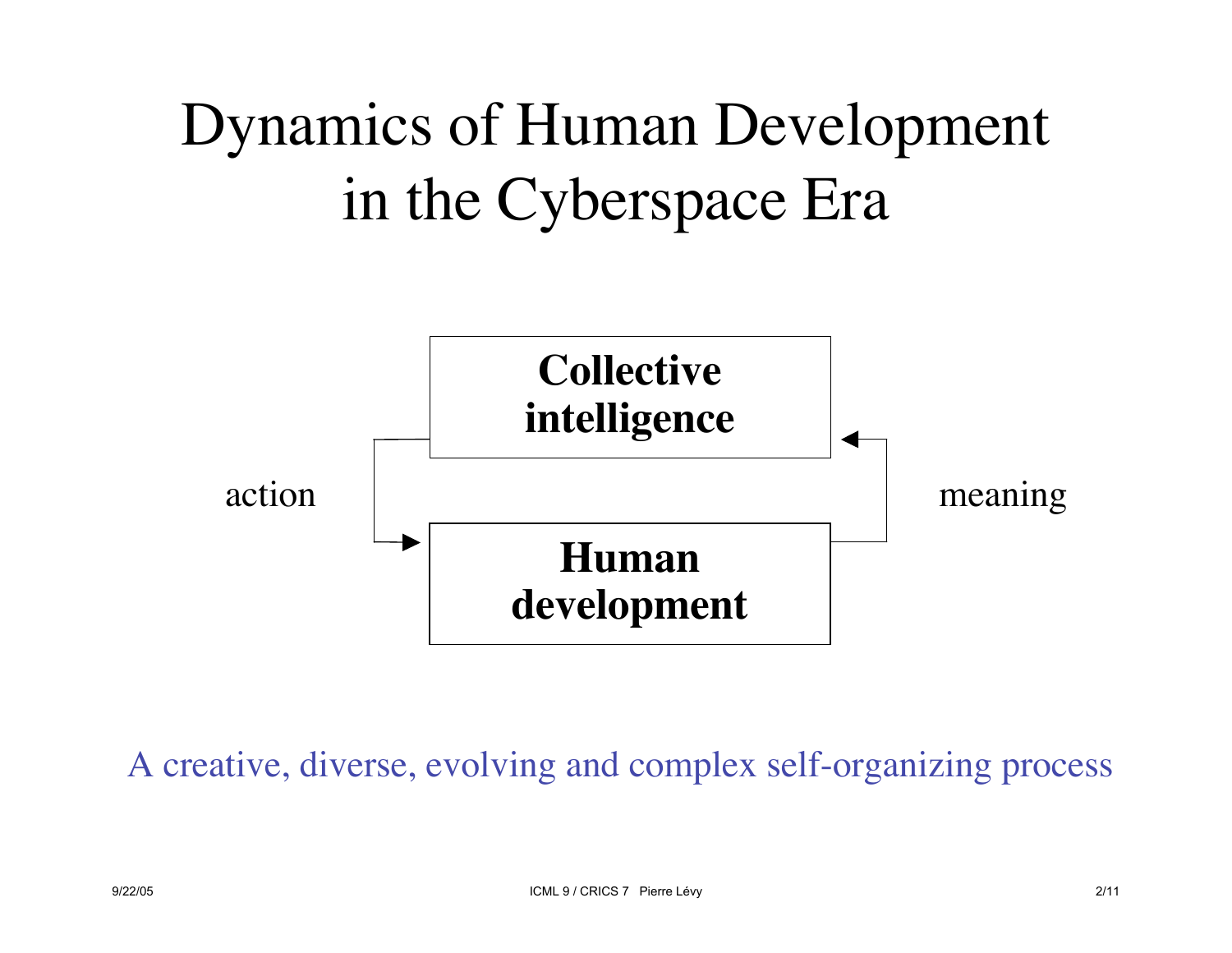# Dynamics of Human Development in the Cyberspace Era

**Collective intelligence**

action

meaning

**Human development**

A creative, diverse, evolving and complex self-organizing process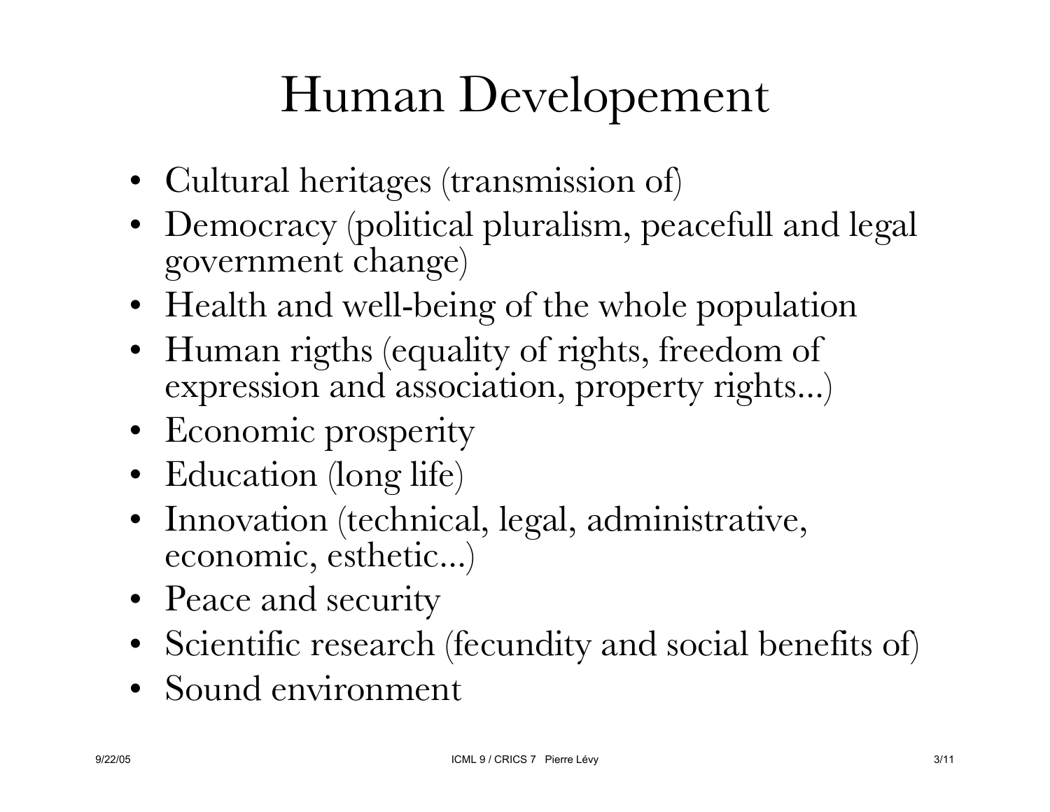# Human Developement

- Cultural heritages (transmission of)
- Democracy (political pluralism, peacefull and legal government change)
- Health and well-being of the whole population
- Human rigths (equality of rights, freedom of expression and association, property rights...)
- Economic prosperity
- Education (long life)
- Innovation (technical, legal, administrative, economic, esthetic...)
- Peace and security
- Scientific research (fecundity and social benefits of)
- Sound environment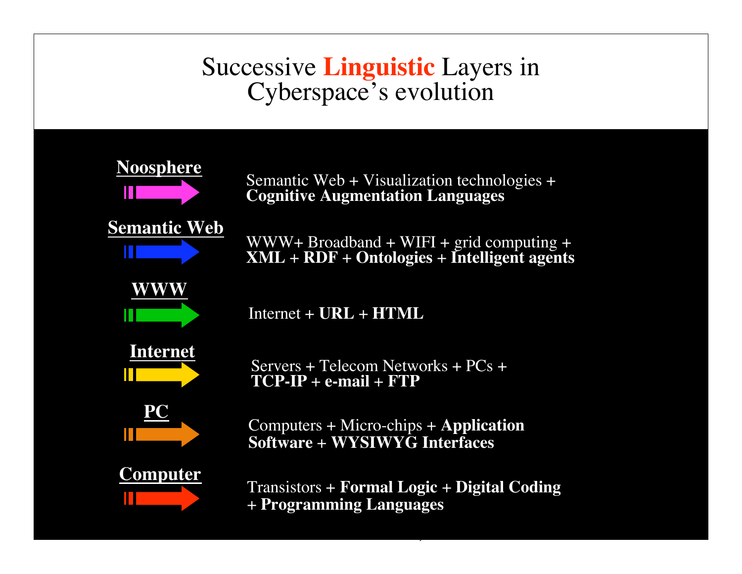# Successive **Linguistic** Layers in Cyberspace's evolution

**Noosphere**

Semantic Web + Visualization technologies + **Cognitive Augmentation Languages**

**Semantic Web**

WWW+ Broadband + WIFI + grid computing + **XML + RDF + Ontologies + Intelligent agents**

**WWW**

Internet + **URL + HTML**

**Internet**

Servers + Telecom Networks + PCs + **TCP-IP + e-mail + FTP**

**PC**

Computers + Micro-chips + **Application Software + WYSIWYG Interfaces**

**Computer**

Transistors + **Formal Logic + Digital Coding + Programming Languages**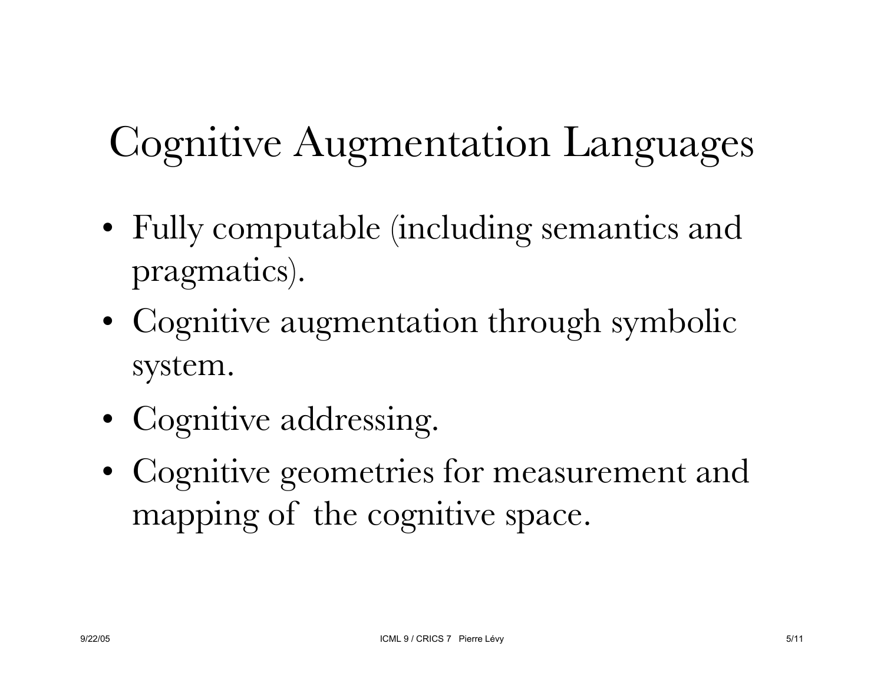# Cognitive Augmentation Languages

- Fully computable (including semantics and pragmatics).
- Cognitive augmentation through symbolic system.
- Cognitive addressing.
- Cognitive geometries for measurement and mapping of the cognitive space.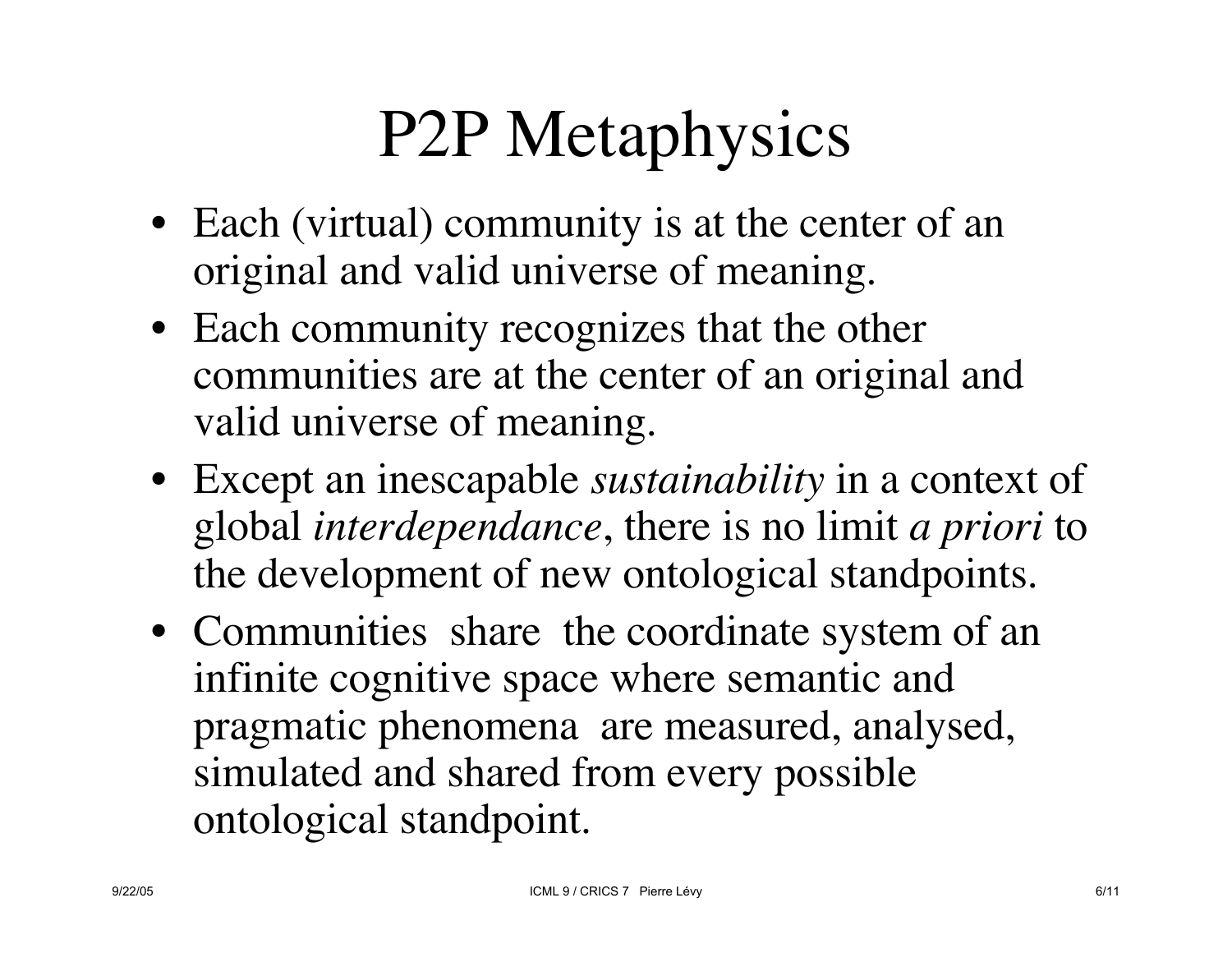# P2P Metaphysics

- Each (virtual) community is at the center of an original and valid universe of meaning.
- Each community recognizes that the other communities are at the center of an original and valid universe of meaning.
- Except an inescapable *sustainability* in a context of global *interdependance*, there is no limit *a priori* to the development of new ontological standpoints.
- Communities share the coordinate system of an infinite cognitive space where semantic and pragmatic phenomena are measured, analysed, simulated and shared from every possible ontological standpoint.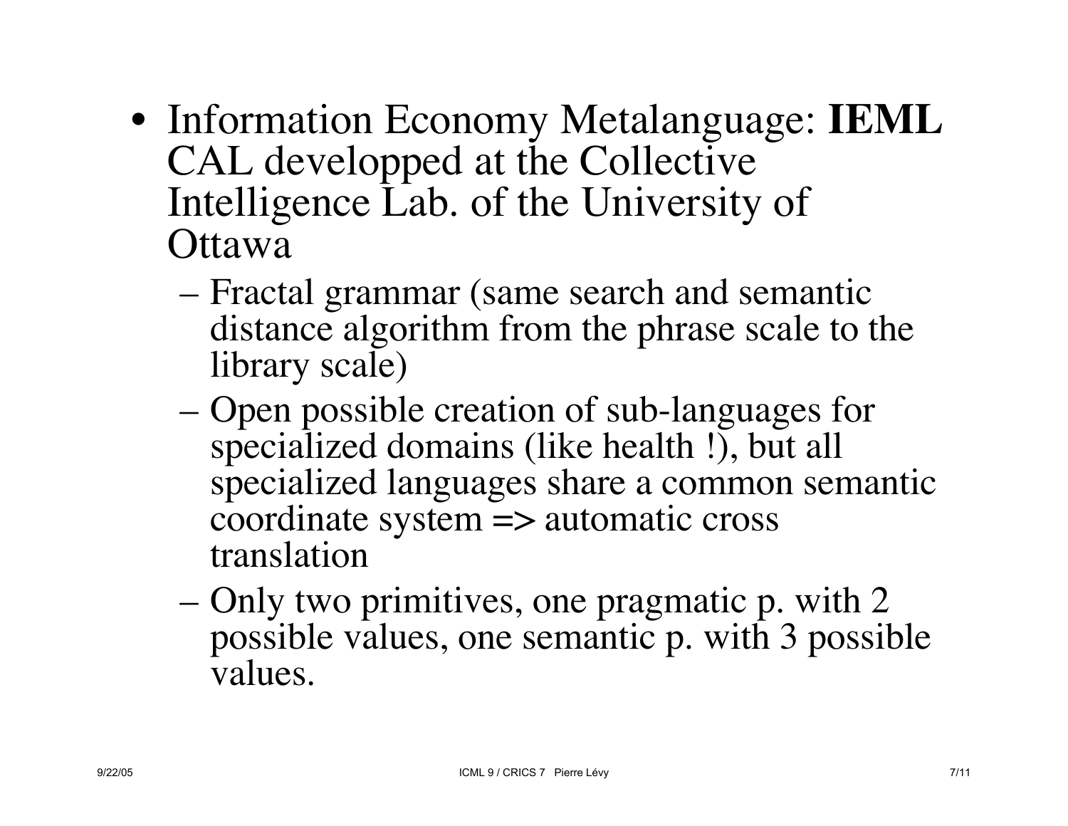- Information Economy Metalanguage: **IEML** CAL developped at the Collective Intelligence Lab. of the University of Ottawa
  - Fractal grammar (same search and semantic distance algorithm from the phrase scale to the library scale)
  - Open possible creation of sub-languages for specialized domains (like health !), but all specialized languages share a common semantic coordinate system => automatic cross translation
  - Only two primitives, one pragmatic p. with 2 possible values, one semantic p. with 3 possible values.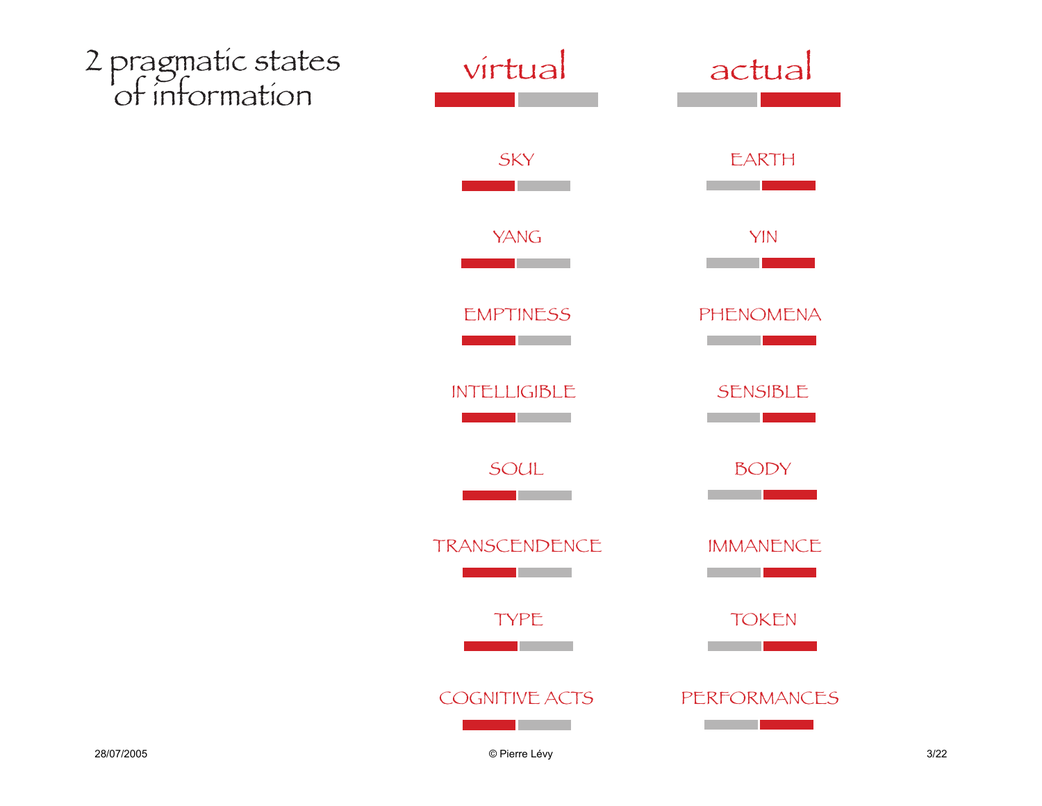# 2 pragmatic states of information

| virtual | actual |
| --- | --- |
| SKY | EARTH |
| YANG | YIN |
| EMPTINESS | PHENOMENA |
| INTELLIGIBLE | SENSIBLE |
| SOUL | BODY |
| TRANSCENDENCE | IMMANENCE |
| TYPE | TOKEN |
| COGNITIVE ACTS | PERFORMANCES |

28/07/2005

© Pierre Lévy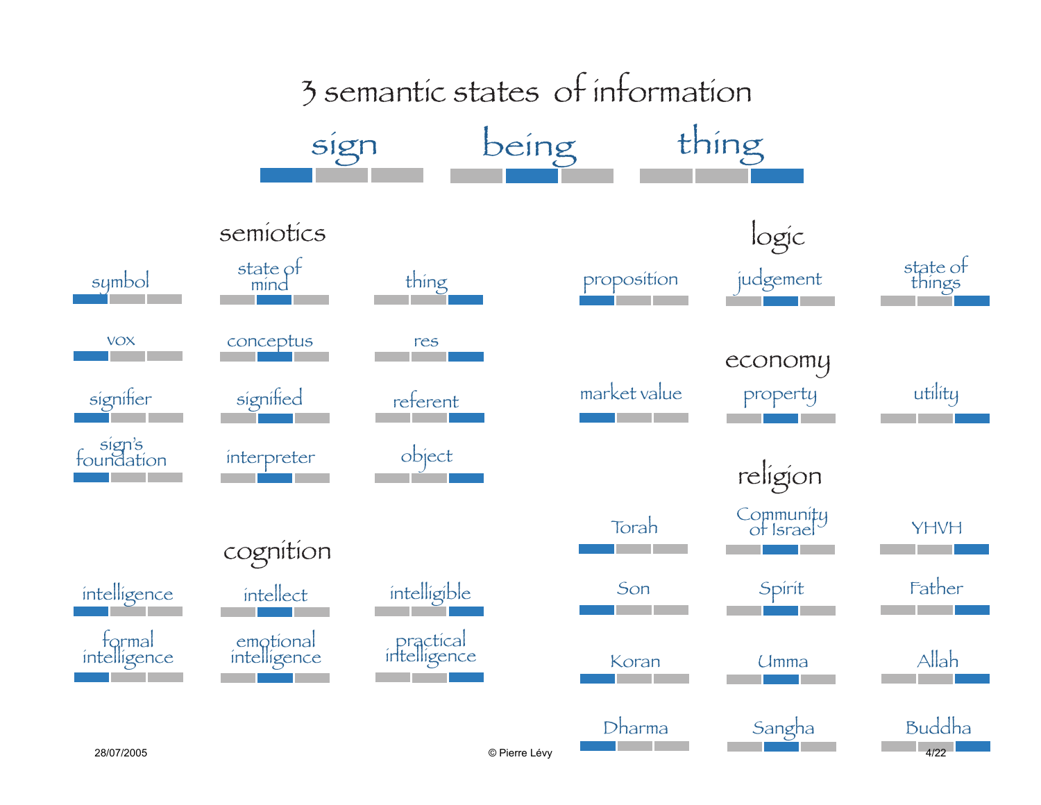# 3 semantic states of information

| sign | being | thing |
|---|---|---|

## semiotics

| sign | being | thing |
|---|---|---|
| symbol | state of mind | thing |
| vox | conceptus | res |
| signifier | signified | referent |
| sign's foundation | interpreter | object |

## cognition

| sign | being | thing |
|---|---|---|
| intelligence | intellect | intelligible |
| formal intelligence | emotional intelligence | practical intelligence |

## logic

| sign | being | thing |
|---|---|---|
| proposition | judgement | state of things |

## economy

| sign | being | thing |
|---|---|---|
| market value | property | utility |

## religion

| sign | being | thing |
|---|---|---|
| Torah | Community of Israel | YHVH |
| Son | Spirit | Father |
| Koran | Umma | Allah |
| Dharma | Sangha | Buddha |

28/07/2005

© Pierre Lévy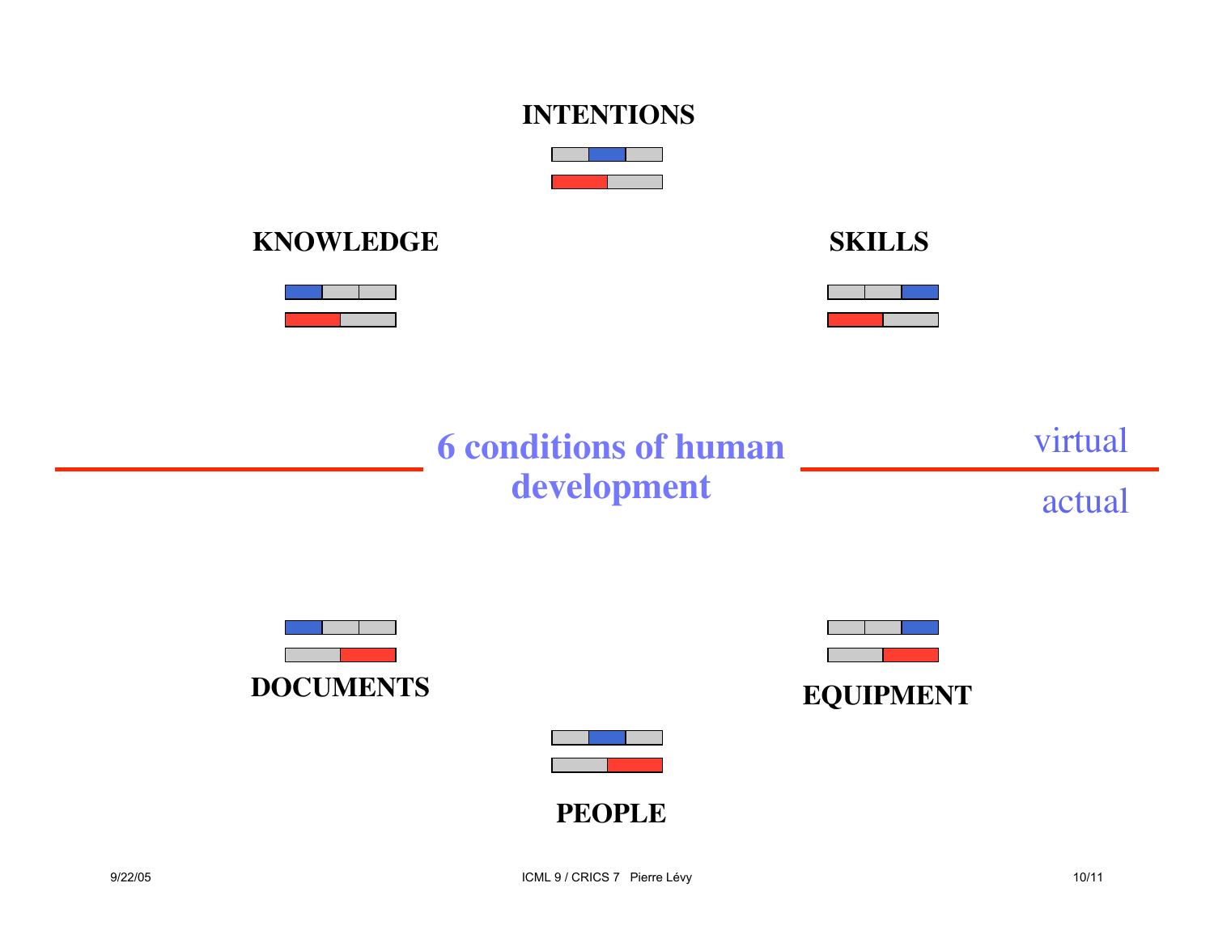# 6 conditions of human development

**INTENTIONS**

**KNOWLEDGE**

**SKILLS**

virtual

actual

**DOCUMENTS**

**EQUIPMENT**

**PEOPLE**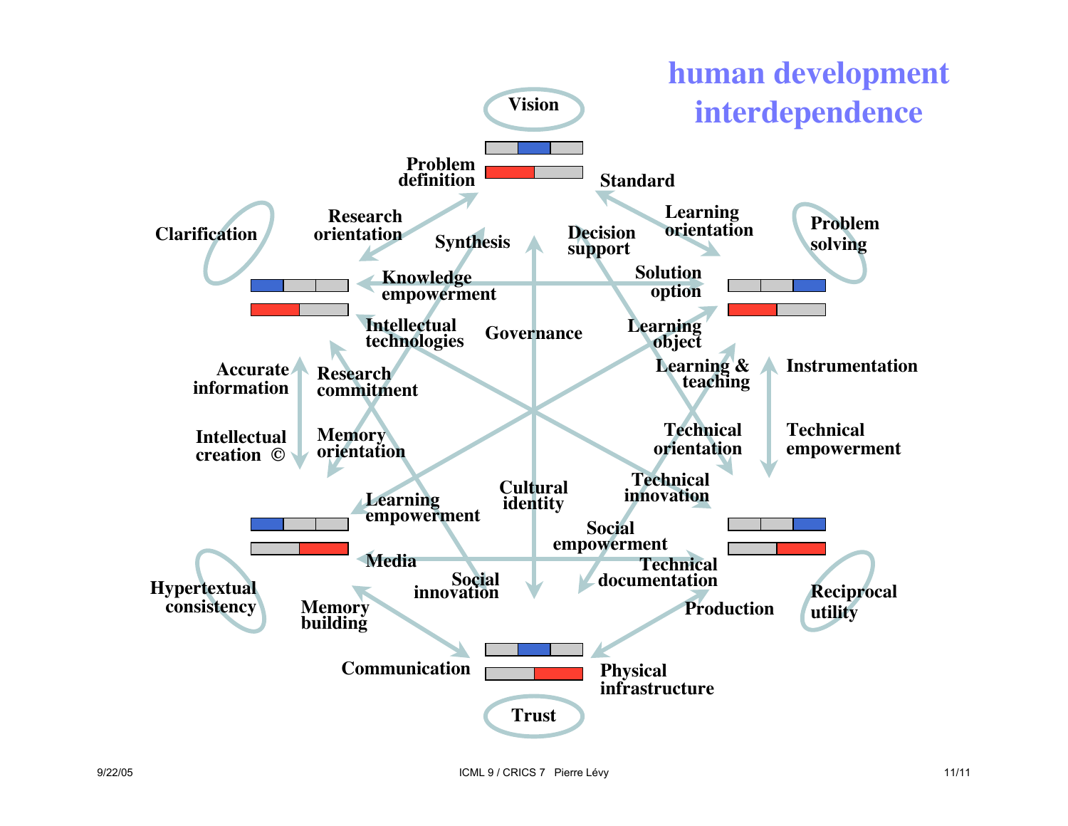# human development interdependence

Vision

Problem definition

Standard

Clarification

Research orientation

Synthesis

Decision support

Learning orientation

Problem solving

Knowledge empowerment

Solution option

Intellectual technologies

Governance

Learning object

Accurate information

Research commitment

Learning & teaching

Instrumentation

Intellectual creation ©

Memory orientation

Technical orientation

Technical empowerment

Learning empowerment

Cultural identity

Technical innovation

Social empowerment

Media

Technical documentation

Hypertextual consistency

Social innovation

Reciprocal utility

Memory building

Production

Communication

Physical infrastructure

Trust